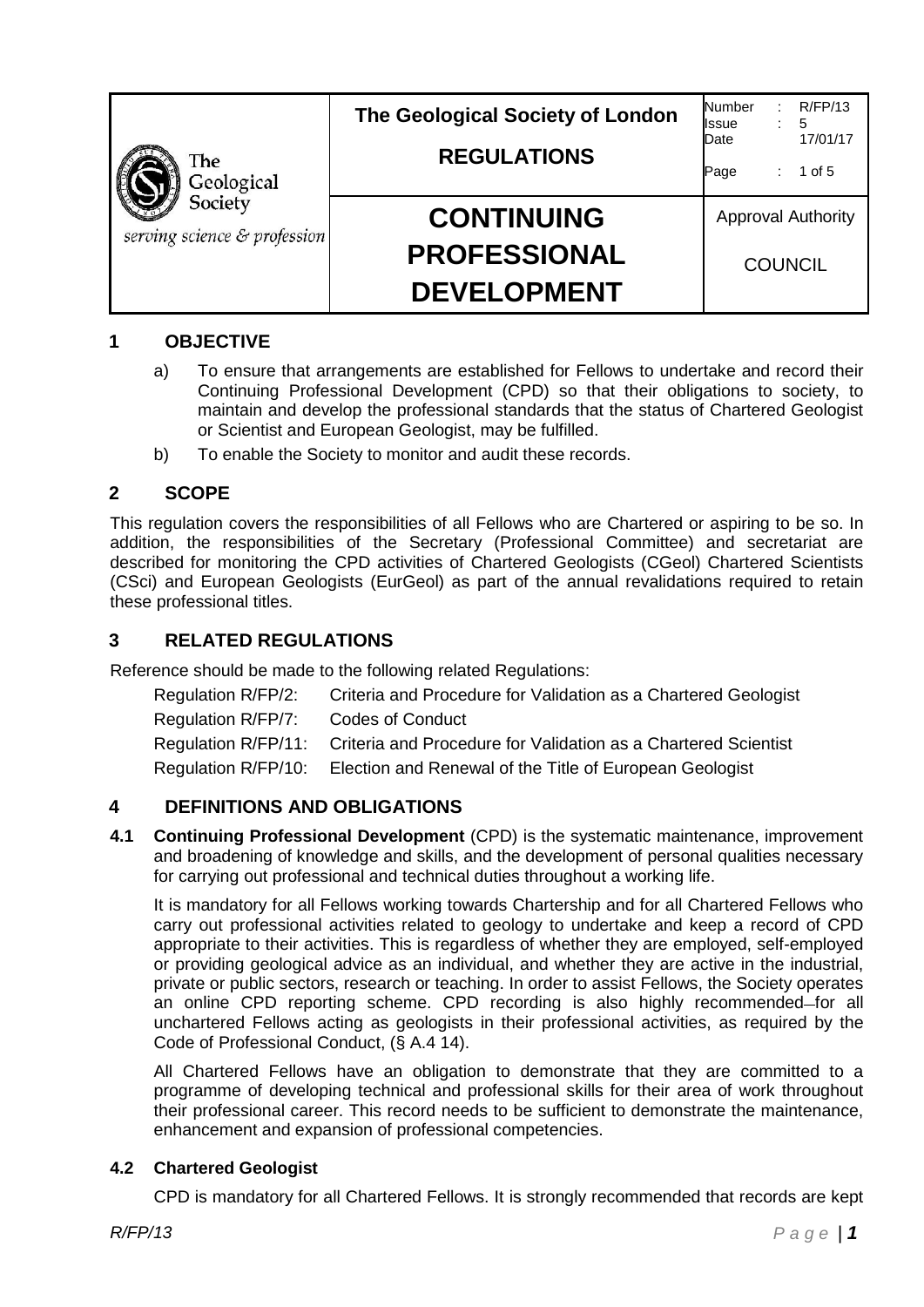| The Geological Society serving science & profession | The Geological Society of London<br><br>REGULATIONS | Number : R/FP/13<br>Issue : 5<br>Date 17/01/17<br>Page : 1 of 5 |
|---|---|---|
| | **CONTINUING PROFESSIONAL DEVELOPMENT** | Approval Authority<br><br>COUNCIL |

## 1 OBJECTIVE

a) To ensure that arrangements are established for Fellows to undertake and record their Continuing Professional Development (CPD) so that their obligations to society, to maintain and develop the professional standards that the status of Chartered Geologist or Scientist and European Geologist, may be fulfilled.

b) To enable the Society to monitor and audit these records.

## 2 SCOPE

This regulation covers the responsibilities of all Fellows who are Chartered or aspiring to be so. In addition, the responsibilities of the Secretary (Professional Committee) and secretariat are described for monitoring the CPD activities of Chartered Geologists (CGeol) Chartered Scientists (CSci) and European Geologists (EurGeol) as part of the annual revalidations required to retain these professional titles.

## 3 RELATED REGULATIONS

Reference should be made to the following related Regulations:

| | |
|---|---|
| Regulation R/FP/2: | Criteria and Procedure for Validation as a Chartered Geologist |
| Regulation R/FP/7: | Codes of Conduct |
| Regulation R/FP/11: | Criteria and Procedure for Validation as a Chartered Scientist |
| Regulation R/FP/10: | Election and Renewal of the Title of European Geologist |

## 4 DEFINITIONS AND OBLIGATIONS

**4.1 Continuing Professional Development** (CPD) is the systematic maintenance, improvement and broadening of knowledge and skills, and the development of personal qualities necessary for carrying out professional and technical duties throughout a working life.

It is mandatory for all Fellows working towards Chartership and for all Chartered Fellows who carry out professional activities related to geology to undertake and keep a record of CPD appropriate to their activities. This is regardless of whether they are employed, self-employed or providing geological advice as an individual, and whether they are active in the industrial, private or public sectors, research or teaching. In order to assist Fellows, the Society operates an online CPD reporting scheme. CPD recording is also highly recommended for all unchartered Fellows acting as geologists in their professional activities, as required by the Code of Professional Conduct, (§ A.4 14).

All Chartered Fellows have an obligation to demonstrate that they are committed to a programme of developing technical and professional skills for their area of work throughout their professional career. This record needs to be sufficient to demonstrate the maintenance, enhancement and expansion of professional competencies.

**4.2 Chartered Geologist**

CPD is mandatory for all Chartered Fellows. It is strongly recommended that records are kept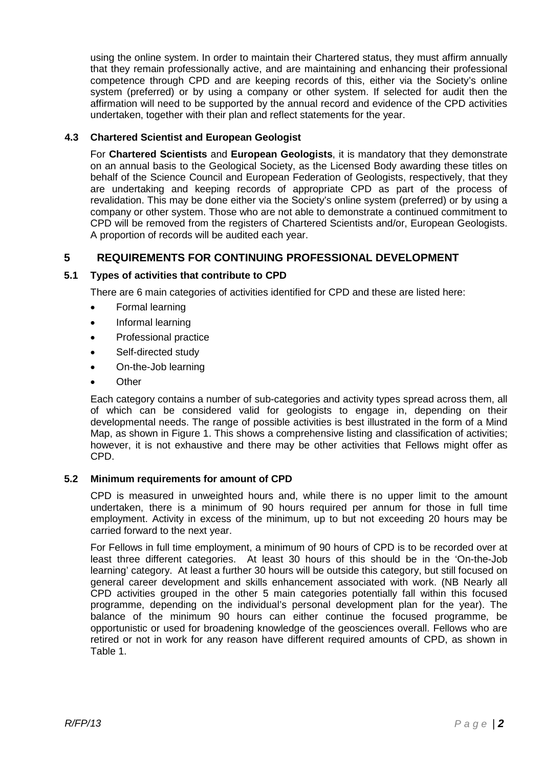using the online system. In order to maintain their Chartered status, they must affirm annually that they remain professionally active, and are maintaining and enhancing their professional competence through CPD and are keeping records of this, either via the Society's online system (preferred) or by using a company or other system. If selected for audit then the affirmation will need to be supported by the annual record and evidence of the CPD activities undertaken, together with their plan and reflect statements for the year.

### 4.3 Chartered Scientist and European Geologist

For **Chartered Scientists** and **European Geologists**, it is mandatory that they demonstrate on an annual basis to the Geological Society, as the Licensed Body awarding these titles on behalf of the Science Council and European Federation of Geologists, respectively, that they are undertaking and keeping records of appropriate CPD as part of the process of revalidation. This may be done either via the Society's online system (preferred) or by using a company or other system. Those who are not able to demonstrate a continued commitment to CPD will be removed from the registers of Chartered Scientists and/or, European Geologists. A proportion of records will be audited each year.

## 5 REQUIREMENTS FOR CONTINUING PROFESSIONAL DEVELOPMENT

### 5.1 Types of activities that contribute to CPD

There are 6 main categories of activities identified for CPD and these are listed here:

- Formal learning
- Informal learning
- Professional practice
- Self-directed study
- On-the-Job learning
- Other

Each category contains a number of sub-categories and activity types spread across them, all of which can be considered valid for geologists to engage in, depending on their developmental needs. The range of possible activities is best illustrated in the form of a Mind Map, as shown in Figure 1. This shows a comprehensive listing and classification of activities; however, it is not exhaustive and there may be other activities that Fellows might offer as CPD.

### 5.2 Minimum requirements for amount of CPD

CPD is measured in unweighted hours and, while there is no upper limit to the amount undertaken, there is a minimum of 90 hours required per annum for those in full time employment. Activity in excess of the minimum, up to but not exceeding 20 hours may be carried forward to the next year.

For Fellows in full time employment, a minimum of 90 hours of CPD is to be recorded over at least three different categories. At least 30 hours of this should be in the 'On-the-Job learning' category. At least a further 30 hours will be outside this category, but still focused on general career development and skills enhancement associated with work. (NB Nearly all CPD activities grouped in the other 5 main categories potentially fall within this focused programme, depending on the individual's personal development plan for the year). The balance of the minimum 90 hours can either continue the focused programme, be opportunistic or used for broadening knowledge of the geosciences overall. Fellows who are retired or not in work for any reason have different required amounts of CPD, as shown in Table 1.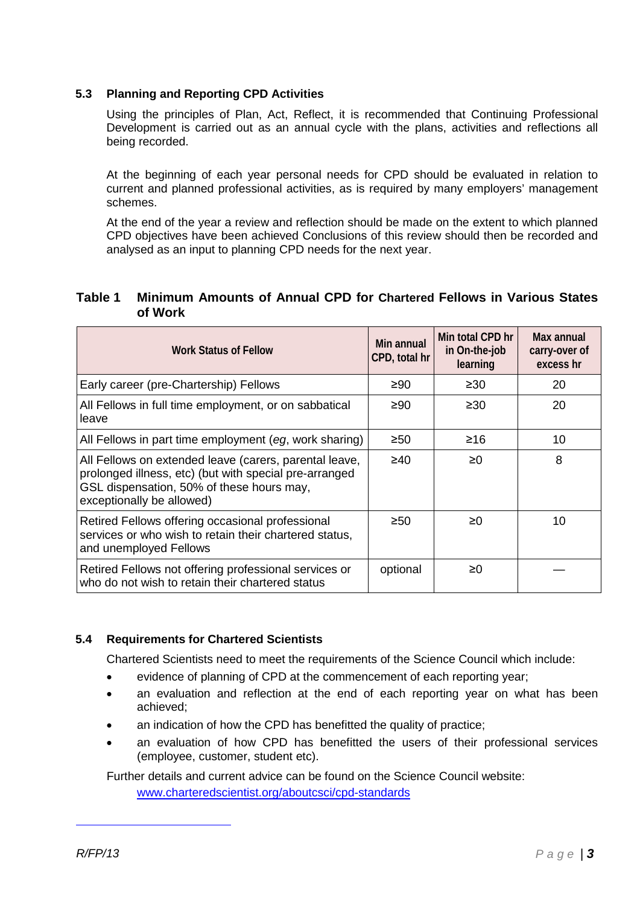### 5.3 Planning and Reporting CPD Activities

Using the principles of Plan, Act, Reflect, it is recommended that Continuing Professional Development is carried out as an annual cycle with the plans, activities and reflections all being recorded.

At the beginning of each year personal needs for CPD should be evaluated in relation to current and planned professional activities, as is required by many employers' management schemes.

At the end of the year a review and reflection should be made on the extent to which planned CPD objectives have been achieved Conclusions of this review should then be recorded and analysed as an input to planning CPD needs for the next year.

**Table 1 Minimum Amounts of Annual CPD for Chartered Fellows in Various States of Work**

| Work Status of Fellow | Min annual CPD, total hr | Min total CPD hr in On-the-job learning | Max annual carry-over of excess hr |
|---|---|---|---|
| Early career (pre-Chartership) Fellows | ≥90 | ≥30 | 20 |
| All Fellows in full time employment, or on sabbatical leave | ≥90 | ≥30 | 20 |
| All Fellows in part time employment (*eg*, work sharing) | ≥50 | ≥16 | 10 |
| All Fellows on extended leave (carers, parental leave, prolonged illness, etc) (but with special pre-arranged GSL dispensation, 50% of these hours may, exceptionally be allowed) | ≥40 | ≥0 | 8 |
| Retired Fellows offering occasional professional services or who wish to retain their chartered status, and unemployed Fellows | ≥50 | ≥0 | 10 |
| Retired Fellows not offering professional services or who do not wish to retain their chartered status | optional | ≥0 | — |

### 5.4 Requirements for Chartered Scientists

Chartered Scientists need to meet the requirements of the Science Council which include:

- evidence of planning of CPD at the commencement of each reporting year;
- an evaluation and reflection at the end of each reporting year on what has been achieved;
- an indication of how the CPD has benefitted the quality of practice;
- an evaluation of how CPD has benefitted the users of their professional services (employee, customer, student etc).

Further details and current advice can be found on the Science Council website:

www.charteredscientist.org/aboutcsci/cpd-standards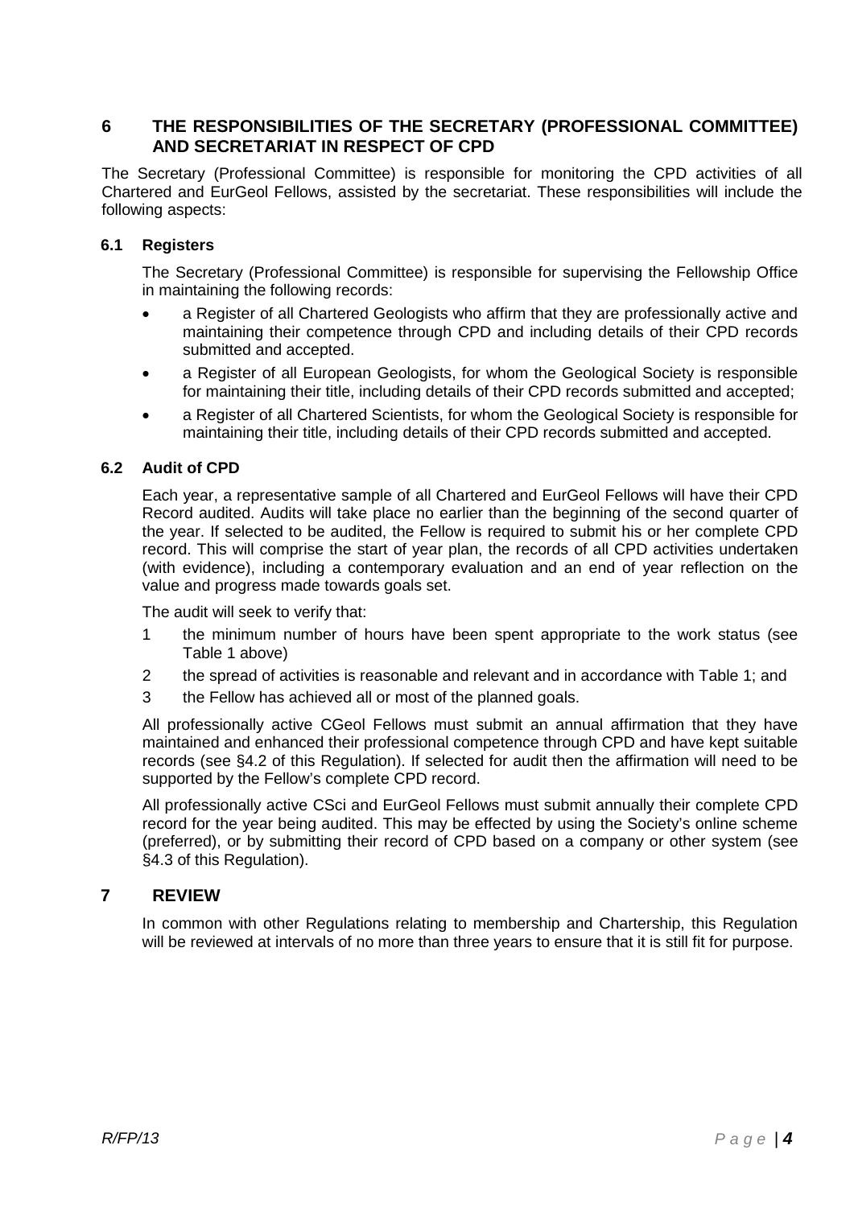## 6 THE RESPONSIBILITIES OF THE SECRETARY (PROFESSIONAL COMMITTEE) AND SECRETARIAT IN RESPECT OF CPD

The Secretary (Professional Committee) is responsible for monitoring the CPD activities of all Chartered and EurGeol Fellows, assisted by the secretariat. These responsibilities will include the following aspects:

### 6.1 Registers

The Secretary (Professional Committee) is responsible for supervising the Fellowship Office in maintaining the following records:

- a Register of all Chartered Geologists who affirm that they are professionally active and maintaining their competence through CPD and including details of their CPD records submitted and accepted.
- a Register of all European Geologists, for whom the Geological Society is responsible for maintaining their title, including details of their CPD records submitted and accepted;
- a Register of all Chartered Scientists, for whom the Geological Society is responsible for maintaining their title, including details of their CPD records submitted and accepted.

### 6.2 Audit of CPD

Each year, a representative sample of all Chartered and EurGeol Fellows will have their CPD Record audited. Audits will take place no earlier than the beginning of the second quarter of the year. If selected to be audited, the Fellow is required to submit his or her complete CPD record. This will comprise the start of year plan, the records of all CPD activities undertaken (with evidence), including a contemporary evaluation and an end of year reflection on the value and progress made towards goals set.

The audit will seek to verify that:

1 the minimum number of hours have been spent appropriate to the work status (see Table 1 above)

2 the spread of activities is reasonable and relevant and in accordance with Table 1; and

3 the Fellow has achieved all or most of the planned goals.

All professionally active CGeol Fellows must submit an annual affirmation that they have maintained and enhanced their professional competence through CPD and have kept suitable records (see §4.2 of this Regulation). If selected for audit then the affirmation will need to be supported by the Fellow's complete CPD record.

All professionally active CSci and EurGeol Fellows must submit annually their complete CPD record for the year being audited. This may be effected by using the Society's online scheme (preferred), or by submitting their record of CPD based on a company or other system (see §4.3 of this Regulation).

## 7 REVIEW

In common with other Regulations relating to membership and Chartership, this Regulation will be reviewed at intervals of no more than three years to ensure that it is still fit for purpose.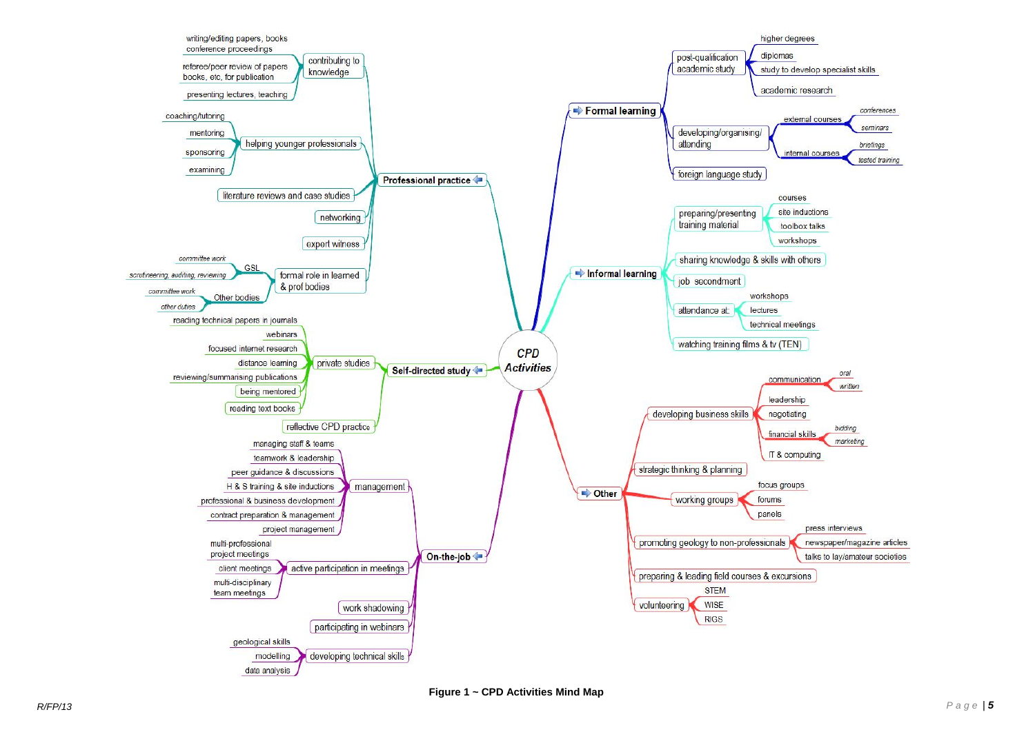CPD Activities

- Formal learning
  - post-qualification academic study
    - higher degrees
    - diplomas
    - study to develop specialist skills
    - academic research
  - developing/organising/attending
    - external courses
      - conferences
      - seminars
    - internal courses
      - briefings
      - tested training
  - foreign language study
- Informal learning
  - preparing/presenting training material
    - courses
    - site inductions
    - toolbox talks
    - workshops
  - sharing knowledge & skills with others
  - job secondment
  - attendance at:
    - workshops
    - lectures
    - technical meetings
  - watching training films & tv (TEN)
- Other
  - developing business skills
    - communication
      - oral
      - written
    - leadership
    - negotiating
    - financial skills
      - bidding
      - marketing
    - IT & computing
  - strategic thinking & planning
  - working groups
    - focus groups
    - forums
    - panels
  - promoting geology to non-professionals
    - press interviews
    - newspaper/magazine articles
    - talks to lay/amateur societies
  - preparing & leading field courses & excursions
  - volunteering
    - STEM
    - WISE
    - RIGS
- On-the-job
  - management
    - managing staff & teams
    - teamwork & leadership
    - peer guidance & discussions
    - H & S training & site inductions
    - professional & business development
    - contract preparation & management
    - project management
  - active participation in meetings
    - multi-professional project meetings
    - client meetings
    - multi-disciplinary team meetings
  - work shadowing
  - participating in webinars
  - developing technical skills
    - geological skills
    - modelling
    - data analysis
- Self-directed study
  - private studies
    - reading technical papers in journals
    - webinars
    - focused internet research
    - distance learning
    - reviewing/summarising publications
    - being mentored
    - reading text books
  - reflective CPD practice
- Professional practice
  - contributing to knowledge
    - writing/editing papers, books conference proceedings
    - referee/peer review of papers books, etc, for publication
    - presenting lectures, teaching
  - helping younger professionals
    - coaching/tutoring
    - mentoring
    - sponsoring
    - examining
  - literature reviews and case studies
  - networking
  - expert witness
  - formal role in learned & prof bodies
    - GSL
      - committee work
      - scrutineering, auditing, reviewing
    - Other bodies
      - committee work
      - other duties

**Figure 1 ~ CPD Activities Mind Map**